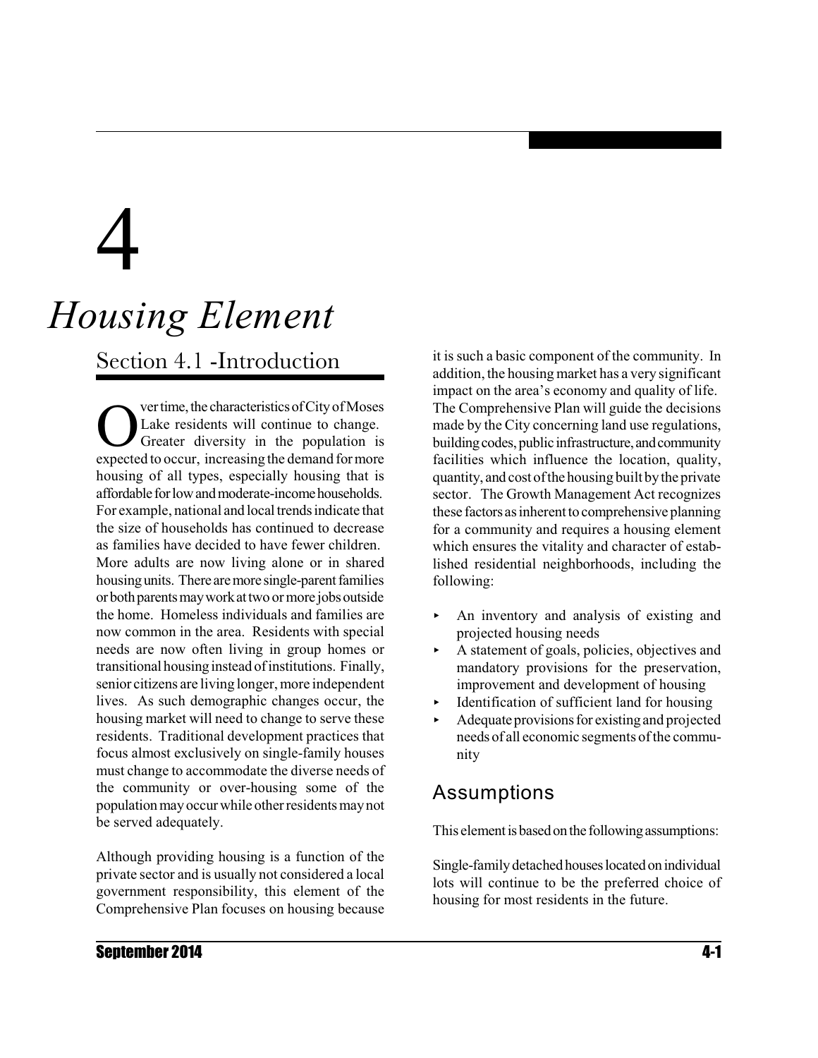# 4

# *Housing Element*

## Section 4.1 -Introduction

Over time, the characteristics of City of Moses Lake residents will continue to change. Greater diversity in the population is expected to occur, increasing the demand for more housing of all types, especially housing that is affordable for low and moderate-income households. For example, national and local trends indicate that the size of households has continued to decrease as families have decided to have fewer children. More adults are now living alone or in shared housing units. There are more single-parent families or both parents may work at two or more jobs outside the home. Homeless individuals and families are now common in the area. Residents with special needs are now often living in group homes or transitional housing instead of institutions. Finally, senior citizens are living longer, more independent lives. As such demographic changes occur, the housing market will need to change to serve these residents. Traditional development practices that focus almost exclusively on single-family houses must change to accommodate the diverse needs of the community or over-housing some of the population may occur while other residents may not be served adequately.

Although providing housing is a function of the private sector and is usually not considered a local government responsibility, this element of the Comprehensive Plan focuses on housing because it is such a basic component of the community. In addition, the housing market has a very significant impact on the area's economy and quality of life. The Comprehensive Plan will guide the decisions made by the City concerning land use regulations, building codes, public infrastructure, and community facilities which influence the location, quality, quantity, and cost of the housing built by the private sector. The Growth Management Act recognizes these factors as inherent to comprehensive planning for a community and requires a housing element which ensures the vitality and character of established residential neighborhoods, including the following:

- An inventory and analysis of existing and projected housing needs
- A statement of goals, policies, objectives and mandatory provisions for the preservation, improvement and development of housing
- Identification of sufficient land for housing
- Adequate provisions for existing and projected needs of all economic segments of the community

### Assumptions

This element is based on the following assumptions:

Single-family detached houses located on individual lots will continue to be the preferred choice of housing for most residents in the future.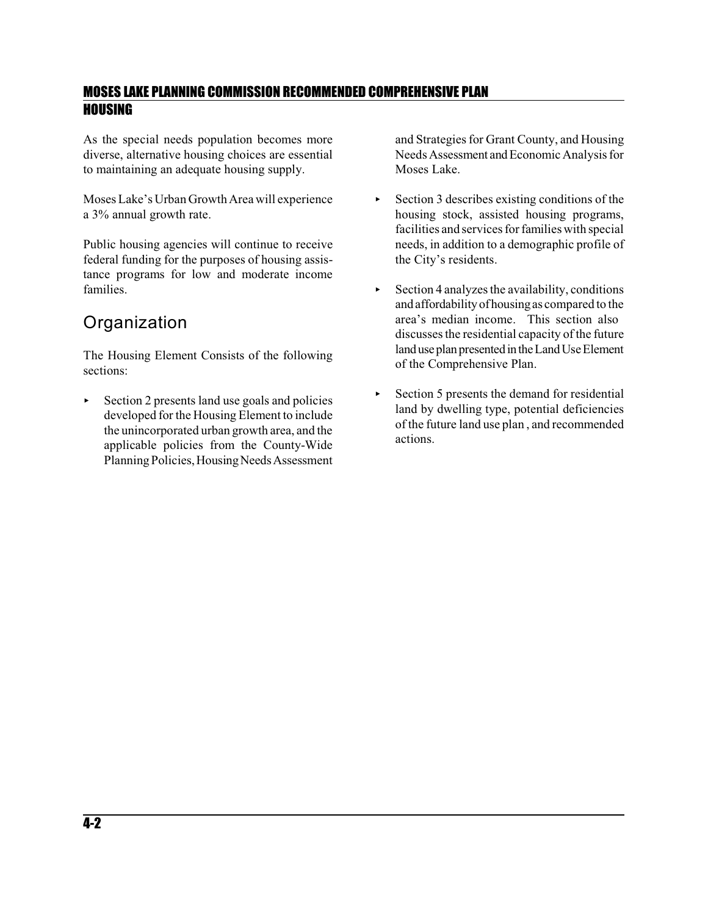As the special needs population becomes more diverse, alternative housing choices are essential to maintaining an adequate housing supply.

Moses Lake's Urban Growth Area will experience a 3% annual growth rate.

Public housing agencies will continue to receive federal funding for the purposes of housing assistance programs for low and moderate income families.

## Organization

The Housing Element Consists of the following sections:

- Section 2 presents land use goals and policies developed for the Housing Element to include the unincorporated urban growth area, and the applicable policies from the County-Wide Planning Policies, Housing Needs Assessment and Strategies for Grant County, and Housing Needs Assessment and Economic Analysis for Moses Lake.
- Section 3 describes existing conditions of the housing stock, assisted housing programs, facilities and services for families with special needs, in addition to a demographic profile of the City's residents.
- Section 4 analyzes the availability, conditions and affordability of housing as compared to the area's median income. This section also discusses the residential capacity of the future land use plan presented in the Land Use Element of the Comprehensive Plan.
- Section 5 presents the demand for residential land by dwelling type, potential deficiencies of the future land use plan , and recommended actions.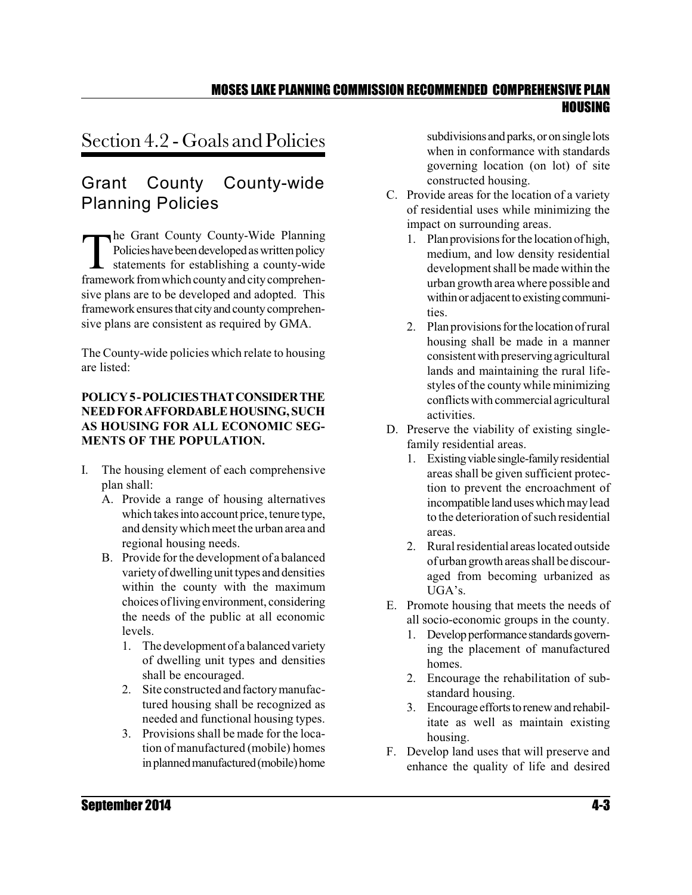# Section 4.2 - Goals and Policies

## Grant County County-wide Planning Policies

The Grant County County-Wide Planning Policies have been developed as written policy statements for establishing a county-wide framework from which county and city comprehensive plans are to be developed and adopted. This framework ensures that city and county comprehensive plans are consistent as required by GMA.

The County-wide policies which relate to housing are listed:

**POLICY 5 - POLICIES THAT CONSIDER THE NEED FOR AFFORDABLE HOUSING, SUCH AS HOUSING FOR ALL ECONOMIC SEGMENTS OF THE POPULATION.**

I. The housing element of each comprehensive plan shall:
   - A. Provide a range of housing alternatives which takes into account price, tenure type, and density which meet the urban area and regional housing needs.
   - B. Provide for the development of a balanced variety of dwelling unit types and densities within the county with the maximum choices of living environment, considering the needs of the public at all economic levels.
     1. The development of a balanced variety of dwelling unit types and densities shall be encouraged.
     2. Site constructed and factory manufactured housing shall be recognized as needed and functional housing types.
     3. Provisions shall be made for the location of manufactured (mobile) homes in planned manufactured (mobile) home subdivisions and parks, or on single lots when in conformance with standards governing location (on lot) of site constructed housing.
   - C. Provide areas for the location of a variety of residential uses while minimizing the impact on surrounding areas.
     1. Plan provisions for the location of high, medium, and low density residential development shall be made within the urban growth area where possible and within or adjacent to existing communities.
     2. Plan provisions for the location of rural housing shall be made in a manner consistent with preserving agricultural lands and maintaining the rural lifestyles of the county while minimizing conflicts with commercial agricultural activities.
   - D. Preserve the viability of existing single-family residential areas.
     1. Existing viable single-family residential areas shall be given sufficient protection to prevent the encroachment of incompatible land uses which may lead to the deterioration of such residential areas.
     2. Rural residential areas located outside of urban growth areas shall be discouraged from becoming urbanized as UGA's.
   - E. Promote housing that meets the needs of all socio-economic groups in the county.
     1. Develop performance standards governing the placement of manufactured homes.
     2. Encourage the rehabilitation of substandard housing.
     3. Encourage efforts to renew and rehabilitate as well as maintain existing housing.
   - F. Develop land uses that will preserve and enhance the quality of life and desired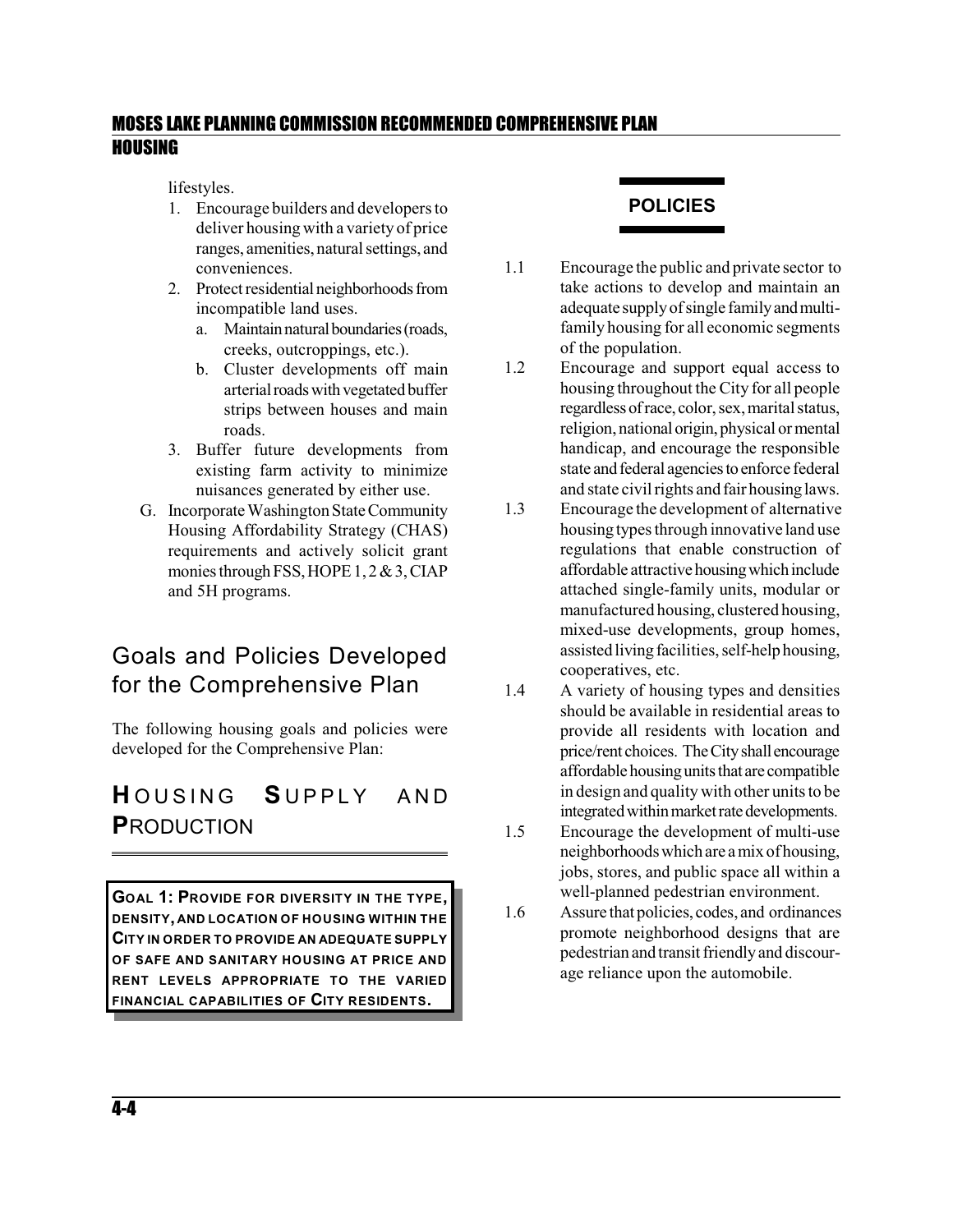lifestyles.

1. Encourage builders and developers to deliver housing with a variety of price ranges, amenities, natural settings, and conveniences.
2. Protect residential neighborhoods from incompatible land uses.
   a. Maintain natural boundaries (roads, creeks, outcroppings, etc.).
   b. Cluster developments off main arterial roads with vegetated buffer strips between houses and main roads.
3. Buffer future developments from existing farm activity to minimize nuisances generated by either use.

G. Incorporate Washington State Community Housing Affordability Strategy (CHAS) requirements and actively solicit grant monies through FSS, HOPE 1, 2 & 3, CIAP and 5H programs.

## Goals and Policies Developed for the Comprehensive Plan

The following housing goals and policies were developed for the Comprehensive Plan:

## HOUSING SUPPLY AND PRODUCTION

**GOAL 1: PROVIDE FOR DIVERSITY IN THE TYPE, DENSITY, AND LOCATION OF HOUSING WITHIN THE CITY IN ORDER TO PROVIDE AN ADEQUATE SUPPLY OF SAFE AND SANITARY HOUSING AT PRICE AND RENT LEVELS APPROPRIATE TO THE VARIED FINANCIAL CAPABILITIES OF CITY RESIDENTS.**

### POLICIES

1.1 Encourage the public and private sector to take actions to develop and maintain an adequate supply of single family and multi-family housing for all economic segments of the population.

1.2 Encourage and support equal access to housing throughout the City for all people regardless of race, color, sex, marital status, religion, national origin, physical or mental handicap, and encourage the responsible state and federal agencies to enforce federal and state civil rights and fair housing laws.

1.3 Encourage the development of alternative housing types through innovative land use regulations that enable construction of affordable attractive housing which include attached single-family units, modular or manufactured housing, clustered housing, mixed-use developments, group homes, assisted living facilities, self-help housing, cooperatives, etc.

1.4 A variety of housing types and densities should be available in residential areas to provide all residents with location and price/rent choices. The City shall encourage affordable housing units that are compatible in design and quality with other units to be integrated within market rate developments.

1.5 Encourage the development of multi-use neighborhoods which are a mix of housing, jobs, stores, and public space all within a well-planned pedestrian environment.

1.6 Assure that policies, codes, and ordinances promote neighborhood designs that are pedestrian and transit friendly and discourage reliance upon the automobile.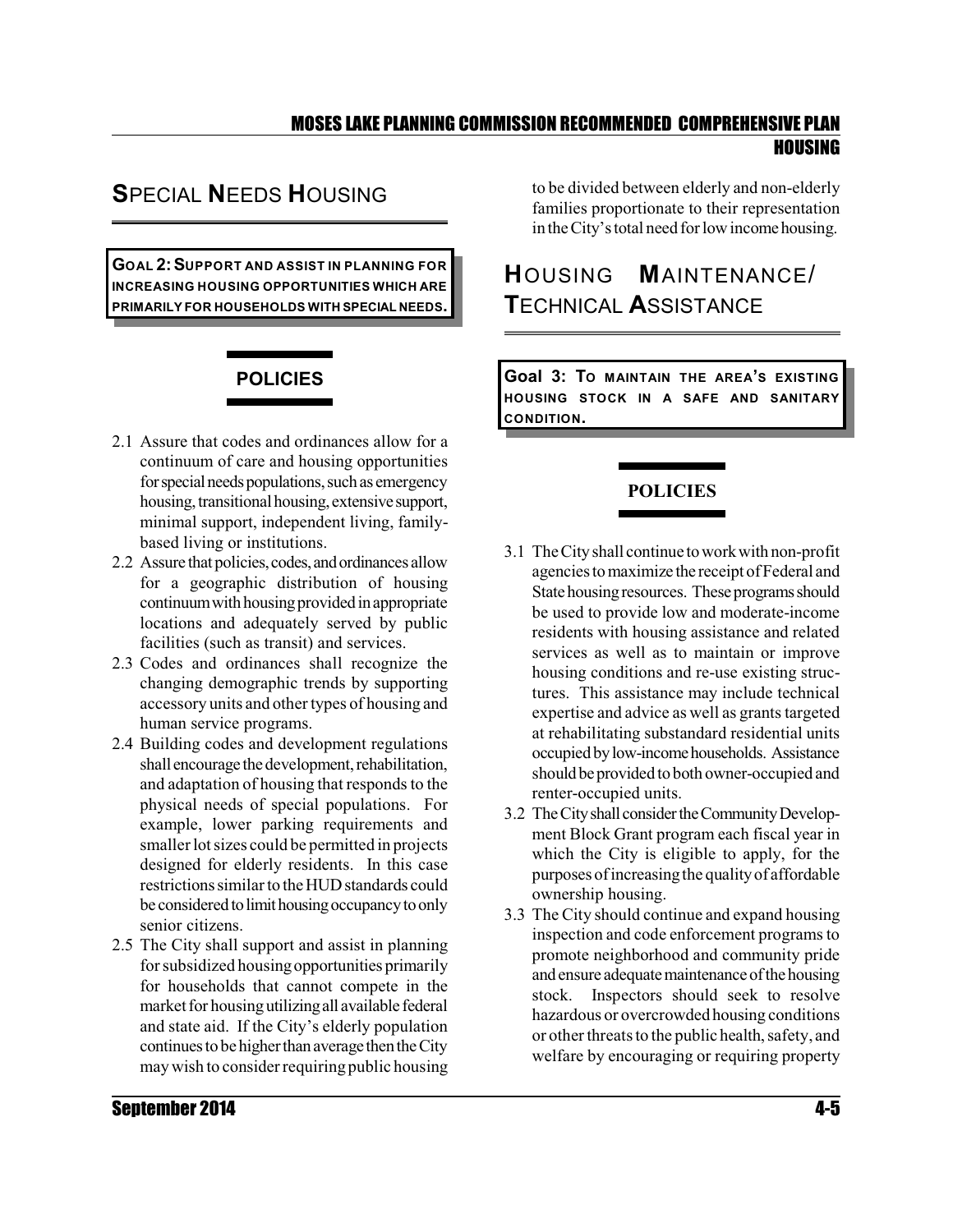## SPECIAL NEEDS HOUSING

**GOAL 2: SUPPORT AND ASSIST IN PLANNING FOR INCREASING HOUSING OPPORTUNITIES WHICH ARE PRIMARILY FOR HOUSEHOLDS WITH SPECIAL NEEDS.**

### POLICIES

2.1 Assure that codes and ordinances allow for a continuum of care and housing opportunities for special needs populations, such as emergency housing, transitional housing, extensive support, minimal support, independent living, family-based living or institutions.

2.2 Assure that policies, codes, and ordinances allow for a geographic distribution of housing continuum with housing provided in appropriate locations and adequately served by public facilities (such as transit) and services.

2.3 Codes and ordinances shall recognize the changing demographic trends by supporting accessory units and other types of housing and human service programs.

2.4 Building codes and development regulations shall encourage the development, rehabilitation, and adaptation of housing that responds to the physical needs of special populations. For example, lower parking requirements and smaller lot sizes could be permitted in projects designed for elderly residents. In this case restrictions similar to the HUD standards could be considered to limit housing occupancy to only senior citizens.

2.5 The City shall support and assist in planning for subsidized housing opportunities primarily for households that cannot compete in the market for housing utilizing all available federal and state aid. If the City's elderly population continues to be higher than average then the City may wish to consider requiring public housing to be divided between elderly and non-elderly families proportionate to their representation in the City's total need for low income housing.

## HOUSING MAINTENANCE/ TECHNICAL ASSISTANCE

**Goal 3: TO MAINTAIN THE AREA'S EXISTING HOUSING STOCK IN A SAFE AND SANITARY CONDITION.**

### POLICIES

3.1 The City shall continue to work with non-profit agencies to maximize the receipt of Federal and State housing resources. These programs should be used to provide low and moderate-income residents with housing assistance and related services as well as to maintain or improve housing conditions and re-use existing structures. This assistance may include technical expertise and advice as well as grants targeted at rehabilitating substandard residential units occupied by low-income households. Assistance should be provided to both owner-occupied and renter-occupied units.

3.2 The City shall consider the Community Development Block Grant program each fiscal year in which the City is eligible to apply, for the purposes of increasing the quality of affordable ownership housing.

3.3 The City should continue and expand housing inspection and code enforcement programs to promote neighborhood and community pride and ensure adequate maintenance of the housing stock. Inspectors should seek to resolve hazardous or overcrowded housing conditions or other threats to the public health, safety, and welfare by encouraging or requiring property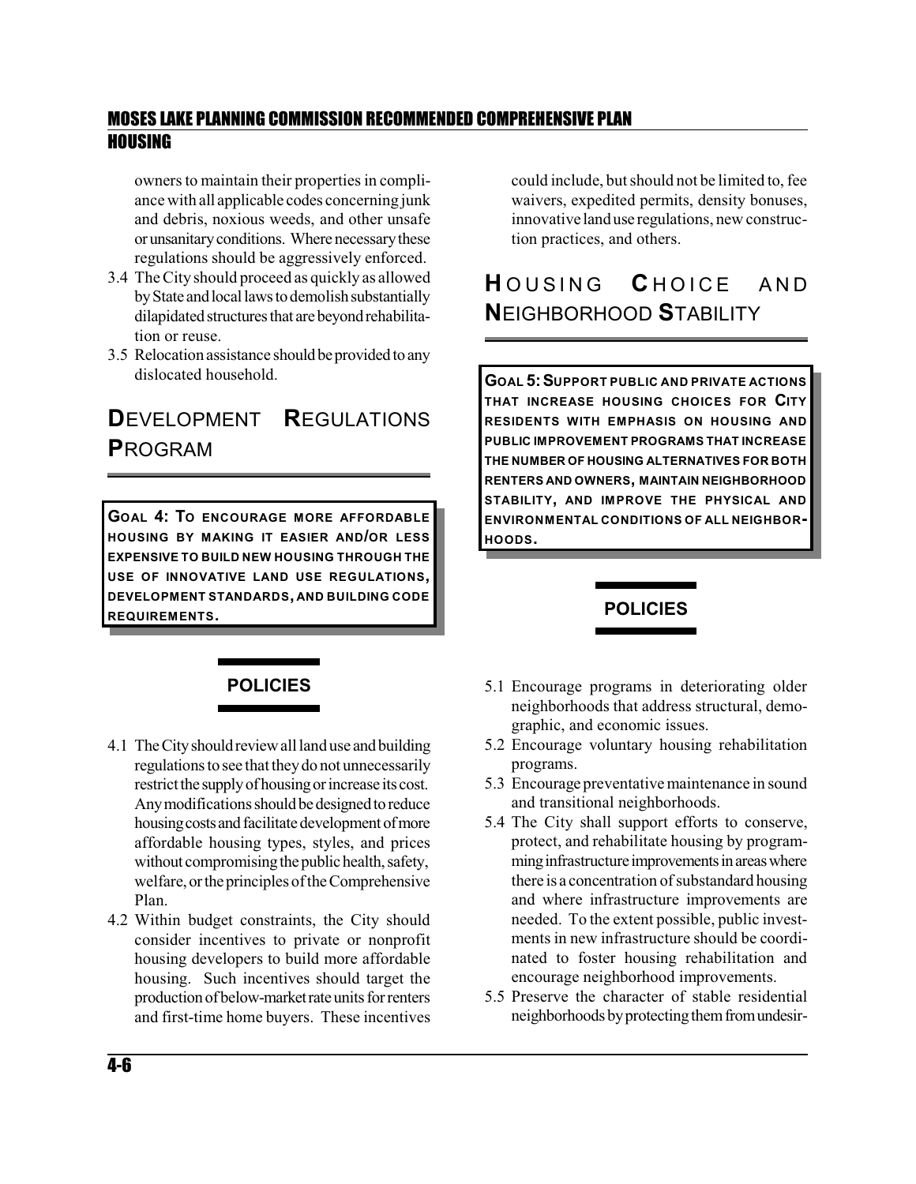owners to maintain their properties in compliance with all applicable codes concerning junk and debris, noxious weeds, and other unsafe or unsanitary conditions. Where necessary these regulations should be aggressively enforced.

3.4 The City should proceed as quickly as allowed by State and local laws to demolish substantially dilapidated structures that are beyond rehabilitation or reuse.

3.5 Relocation assistance should be provided to any dislocated household.

## Development Regulations Program

**GOAL 4: TO ENCOURAGE MORE AFFORDABLE HOUSING BY MAKING IT EASIER AND/OR LESS EXPENSIVE TO BUILD NEW HOUSING THROUGH THE USE OF INNOVATIVE LAND USE REGULATIONS, DEVELOPMENT STANDARDS, AND BUILDING CODE REQUIREMENTS.**

### POLICIES

4.1 The City should review all land use and building regulations to see that they do not unnecessarily restrict the supply of housing or increase its cost. Any modifications should be designed to reduce housing costs and facilitate development of more affordable housing types, styles, and prices without compromising the public health, safety, welfare, or the principles of the Comprehensive Plan.

4.2 Within budget constraints, the City should consider incentives to private or nonprofit housing developers to build more affordable housing. Such incentives should target the production of below-market rate units for renters and first-time home buyers. These incentives could include, but should not be limited to, fee waivers, expedited permits, density bonuses, innovative land use regulations, new construction practices, and others.

## Housing Choice and Neighborhood Stability

**GOAL 5: SUPPORT PUBLIC AND PRIVATE ACTIONS THAT INCREASE HOUSING CHOICES FOR CITY RESIDENTS WITH EMPHASIS ON HOUSING AND PUBLIC IMPROVEMENT PROGRAMS THAT INCREASE THE NUMBER OF HOUSING ALTERNATIVES FOR BOTH RENTERS AND OWNERS, MAINTAIN NEIGHBORHOOD STABILITY, AND IMPROVE THE PHYSICAL AND ENVIRONMENTAL CONDITIONS OF ALL NEIGHBORHOODS.**

### POLICIES

5.1 Encourage programs in deteriorating older neighborhoods that address structural, demographic, and economic issues.

5.2 Encourage voluntary housing rehabilitation programs.

5.3 Encourage preventative maintenance in sound and transitional neighborhoods.

5.4 The City shall support efforts to conserve, protect, and rehabilitate housing by programming infrastructure improvements in areas where there is a concentration of substandard housing and where infrastructure improvements are needed. To the extent possible, public investments in new infrastructure should be coordinated to foster housing rehabilitation and encourage neighborhood improvements.

5.5 Preserve the character of stable residential neighborhoods by protecting them from undesir-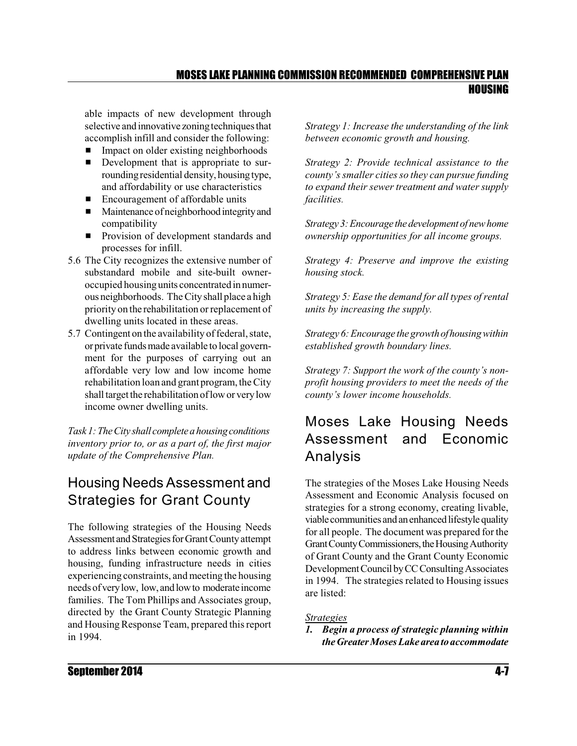able impacts of new development through selective and innovative zoning techniques that accomplish infill and consider the following:

- Impact on older existing neighborhoods
- Development that is appropriate to surrounding residential density, housing type, and affordability or use characteristics
- Encouragement of affordable units
- Maintenance of neighborhood integrity and compatibility
- Provision of development standards and processes for infill.

5.6 The City recognizes the extensive number of substandard mobile and site-built owner-occupied housing units concentrated in numerous neighborhoods. The City shall place a high priority on the rehabilitation or replacement of dwelling units located in these areas.

5.7 Contingent on the availability of federal, state, or private funds made available to local government for the purposes of carrying out an affordable very low and low income home rehabilitation loan and grant program, the City shall target the rehabilitation of low or very low income owner dwelling units.

*Task 1: The City shall complete a housing conditions inventory prior to, or as a part of, the first major update of the Comprehensive Plan.*

## Housing Needs Assessment and Strategies for Grant County

The following strategies of the Housing Needs Assessment and Strategies for Grant County attempt to address links between economic growth and housing, funding infrastructure needs in cities experiencing constraints, and meeting the housing needs of very low, low, and low to moderate income families. The Tom Phillips and Associates group, directed by the Grant County Strategic Planning and Housing Response Team, prepared this report in 1994.

*Strategy 1: Increase the understanding of the link between economic growth and housing.*

*Strategy 2: Provide technical assistance to the county's smaller cities so they can pursue funding to expand their sewer treatment and water supply facilities.*

*Strategy 3: Encourage the development of new home ownership opportunities for all income groups.*

*Strategy 4: Preserve and improve the existing housing stock.*

*Strategy 5: Ease the demand for all types of rental units by increasing the supply.*

*Strategy 6: Encourage the growth of housing within established growth boundary lines.*

*Strategy 7: Support the work of the county's non-profit housing providers to meet the needs of the county's lower income households.*

## Moses Lake Housing Needs Assessment and Economic Analysis

The strategies of the Moses Lake Housing Needs Assessment and Economic Analysis focused on strategies for a strong economy, creating livable, viable communities and an enhanced lifestyle quality for all people. The document was prepared for the Grant County Commissioners, the Housing Authority of Grant County and the Grant County Economic Development Council by CC Consulting Associates in 1994. The strategies related to Housing issues are listed:

*Strategies*

1. ***Begin a process of strategic planning within the Greater Moses Lake area to accommodate***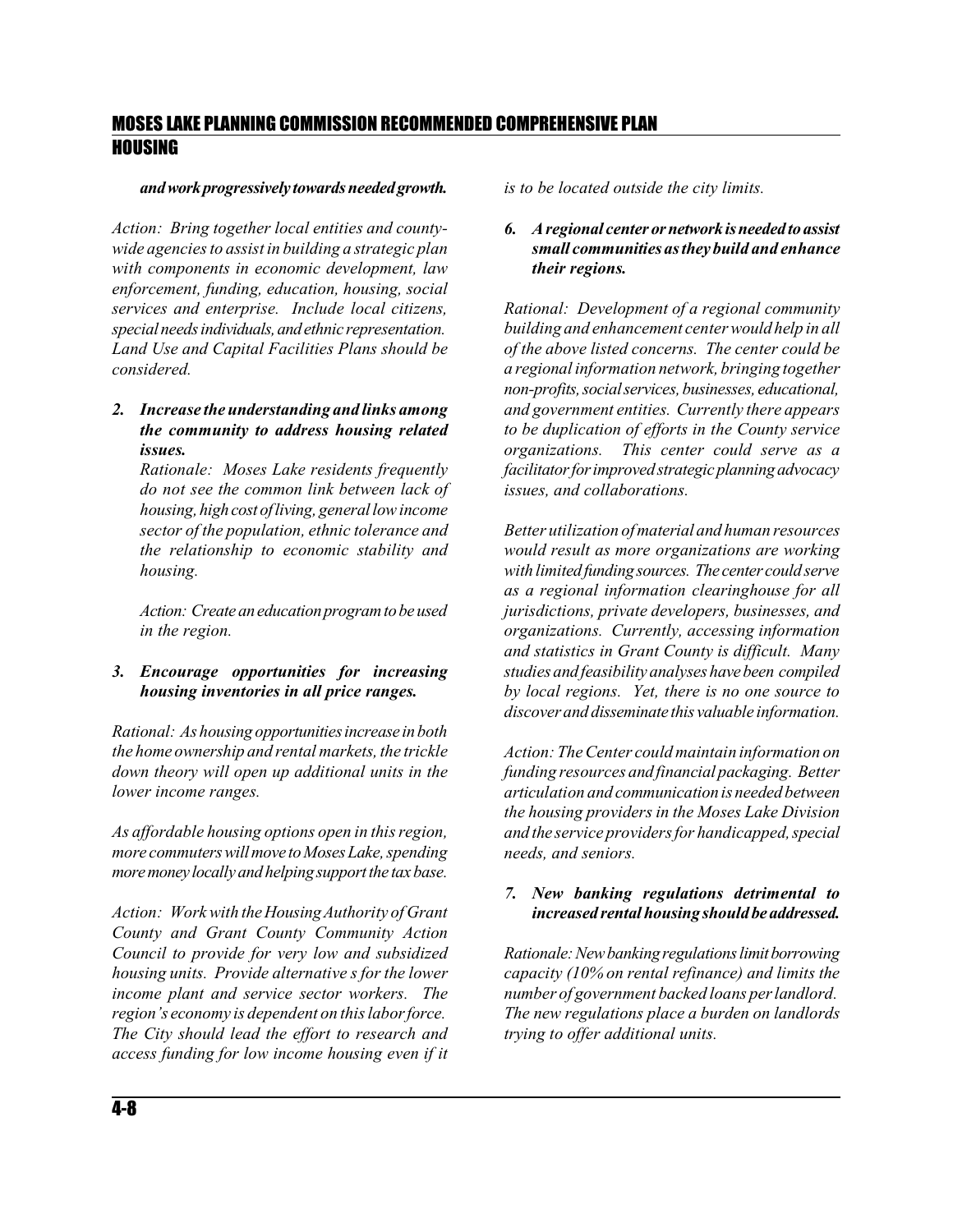***and work progressively towards needed growth.***

*Action: Bring together local entities and county-wide agencies to assist in building a strategic plan with components in economic development, law enforcement, funding, education, housing, social services and enterprise. Include local citizens, special needs individuals, and ethnic representation. Land Use and Capital Facilities Plans should be considered.*

2. ***Increase the understanding and links among the community to address housing related issues.***

   *Rationale: Moses Lake residents frequently do not see the common link between lack of housing, high cost of living, general low income sector of the population, ethnic tolerance and the relationship to economic stability and housing.*

   *Action: Create an education program to be used in the region.*

3. ***Encourage opportunities for increasing housing inventories in all price ranges.***

*Rational: As housing opportunities increase in both the home ownership and rental markets, the trickle down theory will open up additional units in the lower income ranges.*

*As affordable housing options open in this region, more commuters will move to Moses Lake, spending more money locally and helping support the tax base.*

*Action: Work with the Housing Authority of Grant County and Grant County Community Action Council to provide for very low and subsidized housing units. Provide alternative s for the lower income plant and service sector workers. The region's economy is dependent on this labor force. The City should lead the effort to research and access funding for low income housing even if it is to be located outside the city limits.*

6. ***A regional center or network is needed to assist small communities as they build and enhance their regions.***

*Rational: Development of a regional community building and enhancement center would help in all of the above listed concerns. The center could be a regional information network, bringing together non-profits, social services, businesses, educational, and government entities. Currently there appears to be duplication of efforts in the County service organizations. This center could serve as a facilitator for improved strategic planning advocacy issues, and collaborations.*

*Better utilization of material and human resources would result as more organizations are working with limited funding sources. The center could serve as a regional information clearinghouse for all jurisdictions, private developers, businesses, and organizations. Currently, accessing information and statistics in Grant County is difficult. Many studies and feasibility analyses have been compiled by local regions. Yet, there is no one source to discover and disseminate this valuable information.*

*Action: The Center could maintain information on funding resources and financial packaging. Better articulation and communication is needed between the housing providers in the Moses Lake Division and the service providers for handicapped, special needs, and seniors.*

7. ***New banking regulations detrimental to increased rental housing should be addressed.***

*Rationale: New banking regulations limit borrowing capacity (10% on rental refinance) and limits the number of government backed loans per landlord. The new regulations place a burden on landlords trying to offer additional units.*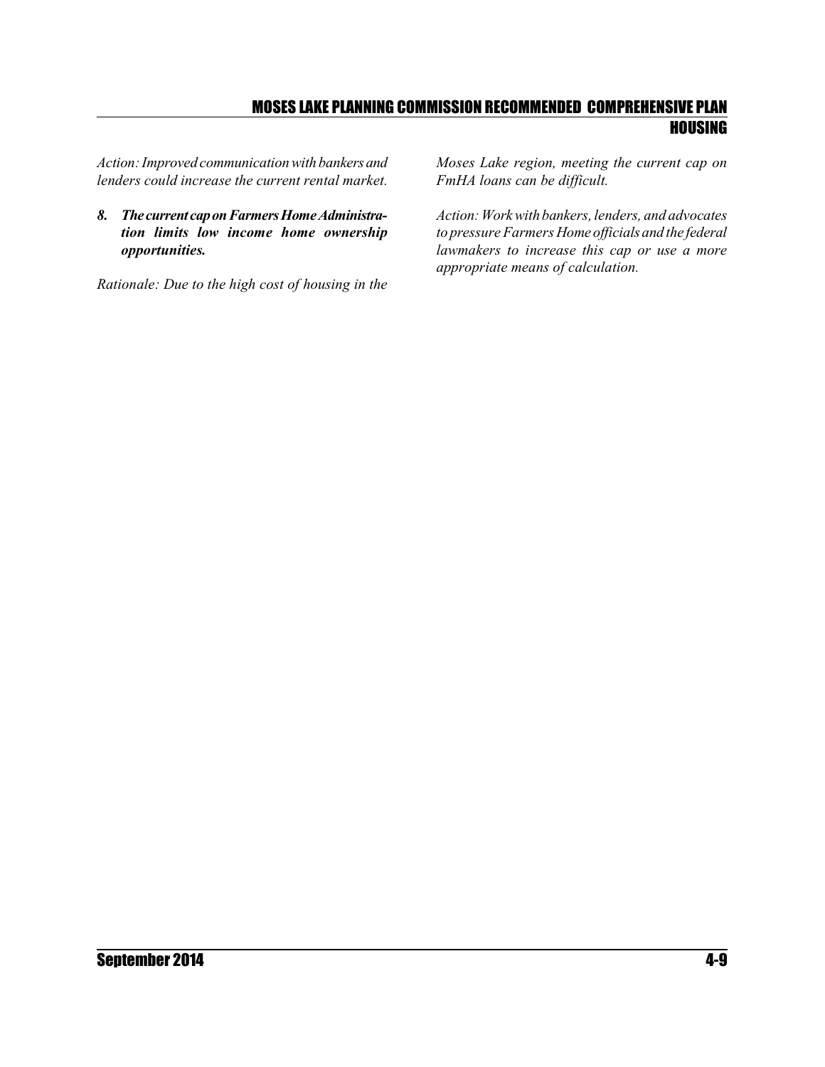*Action: Improved communication with bankers and lenders could increase the current rental market.*

8. ***The current cap on Farmers Home Administration limits low income home ownership opportunities.***

*Rationale: Due to the high cost of housing in the Moses Lake region, meeting the current cap on FmHA loans can be difficult.*

*Action: Work with bankers, lenders, and advocates to pressure Farmers Home officials and the federal lawmakers to increase this cap or use a more appropriate means of calculation.*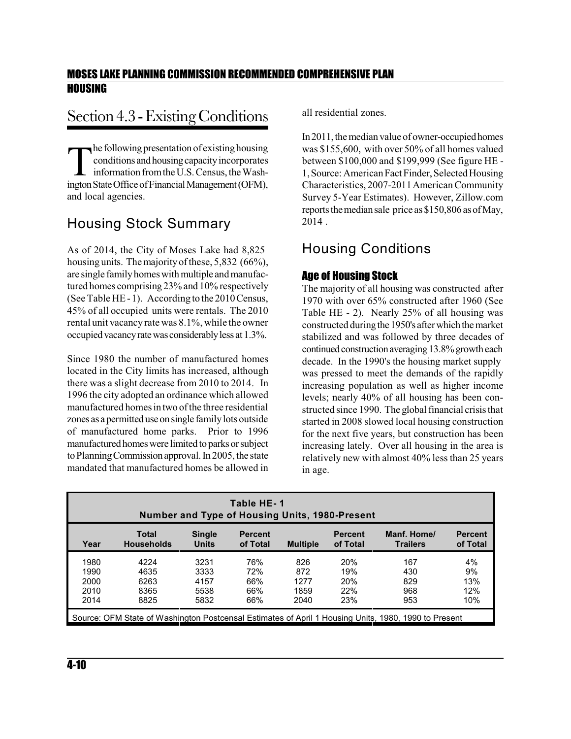## Section 4.3 - Existing Conditions

The following presentation of existing housing conditions and housing capacity incorporates information from the U.S. Census, the Washington State Office of Financial Management (OFM), and local agencies.

### Housing Stock Summary

As of 2014, the City of Moses Lake had 8,825 housing units. The majority of these, 5,832 (66%), are single family homes with multiple and manufactured homes comprising 23% and 10% respectively (See Table HE - 1). According to the 2010 Census, 45% of all occupied units were rentals. The 2010 rental unit vacancy rate was 8.1%, while the owner occupied vacancy rate was considerably less at 1.3%.

Since 1980 the number of manufactured homes located in the City limits has increased, although there was a slight decrease from 2010 to 2014. In 1996 the city adopted an ordinance which allowed manufactured homes in two of the three residential zones as a permitted use on single family lots outside of manufactured home parks. Prior to 1996 manufactured homes were limited to parks or subject to Planning Commission approval. In 2005, the state mandated that manufactured homes be allowed in all residential zones.

In 2011, the median value of owner-occupied homes was $155,600, with over 50% of all homes valued between $100,000 and $199,999 (See figure HE - 1, Source: American Fact Finder, Selected Housing Characteristics, 2007-2011 American Community Survey 5-Year Estimates). However, Zillow.com reports the median sale price as $150,806 as of May, 2014 .

### Housing Conditions

#### Age of Housing Stock

The majority of all housing was constructed after 1970 with over 65% constructed after 1960 (See Table HE - 2). Nearly 25% of all housing was constructed during the 1950's after which the market stabilized and was followed by three decades of continued construction averaging 13.8% growth each decade. In the 1990's the housing market supply was pressed to meet the demands of the rapidly increasing population as well as higher income levels; nearly 40% of all housing has been constructed since 1990. The global financial crisis that started in 2008 slowed local housing construction for the next five years, but construction has been increasing lately. Over all housing in the area is relatively new with almost 40% less than 25 years in age.

**Table HE- 1**
**Number and Type of Housing Units, 1980-Present**

| Year | Total Households | Single Units | Percent of Total | Multiple | Percent of Total | Manf. Home/ Trailers | Percent of Total |
|---|---|---|---|---|---|---|---|
| 1980 | 4224 | 3231 | 76% | 826 | 20% | 167 | 4% |
| 1990 | 4635 | 3333 | 72% | 872 | 19% | 430 | 9% |
| 2000 | 6263 | 4157 | 66% | 1277 | 20% | 829 | 13% |
| 2010 | 8365 | 5538 | 66% | 1859 | 22% | 968 | 12% |
| 2014 | 8825 | 5832 | 66% | 2040 | 23% | 953 | 10% |

Source: OFM State of Washington Postcensal Estimates of April 1 Housing Units, 1980, 1990 to Present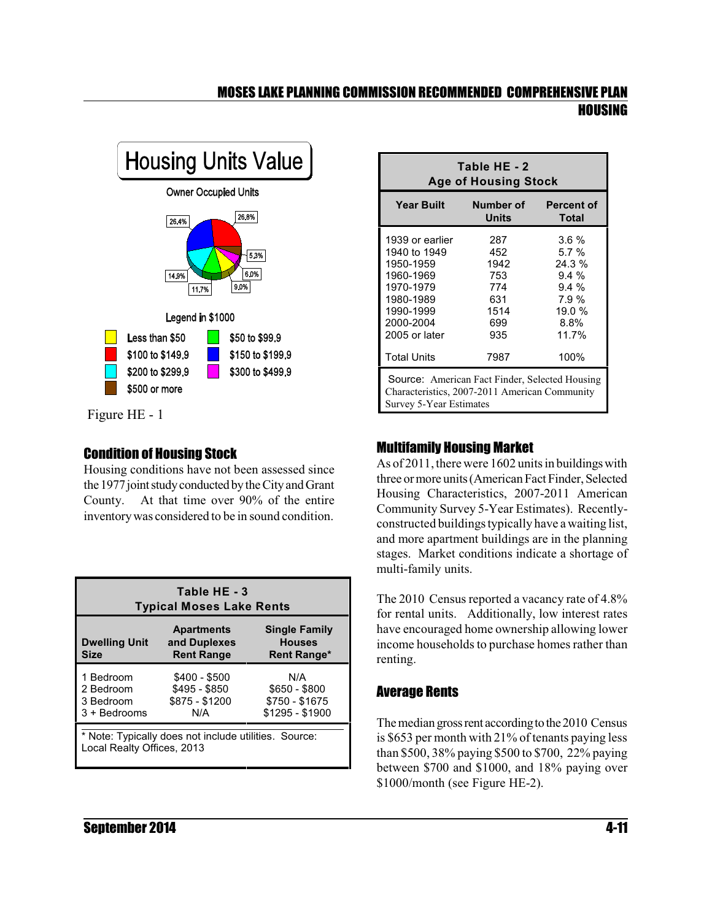## Housing Units Value

Owner Occupied Units

26.4%, 26.8%, 5.3%, 6.0%, 9.0%, 11.7%, 14.9%

Legend in $1000

- Less than $50
- $50 to $99.9
- $100 to $149.9
- $150 to $199.9
- $200 to $299.9
- $300 to $499.9
- $500 or more

Figure HE - 1

| Table HE - 2 Age of Housing Stock | | |
|---|---|---|
| **Year Built** | **Number of Units** | **Percent of Total** |
| 1939 or earlier | 287 | 3.6 % |
| 1940 to 1949 | 452 | 5.7 % |
| 1950-1959 | 1942 | 24.3 % |
| 1960-1969 | 753 | 9.4 % |
| 1970-1979 | 774 | 9.4 % |
| 1980-1989 | 631 | 7.9 % |
| 1990-1999 | 1514 | 19.0 % |
| 2000-2004 | 699 | 8.8% |
| 2005 or later | 935 | 11.7% |
| Total Units | 7987 | 100% |

Source: American Fact Finder, Selected Housing Characteristics, 2007-2011 American Community Survey 5-Year Estimates

### Condition of Housing Stock

Housing conditions have not been assessed since the 1977 joint study conducted by the City and Grant County. At that time over 90% of the entire inventory was considered to be in sound condition.

| Table HE - 3 Typical Moses Lake Rents | | |
|---|---|---|
| **Dwelling Unit Size** | **Apartments and Duplexes Rent Range** | **Single Family Houses Rent Range*** |
| 1 Bedroom | $400 - $500 | N/A |
| 2 Bedroom | $495 - $850 | $650 - $800 |
| 3 Bedroom | $875 - $1200 | $750 - $1675 |
| 3 + Bedrooms | N/A | $1295 - $1900 |

* Note: Typically does not include utilities. Source: Local Realty Offices, 2013

### Multifamily Housing Market

As of 2011, there were 1602 units in buildings with three or more units (American Fact Finder, Selected Housing Characteristics, 2007-2011 American Community Survey 5-Year Estimates). Recently-constructed buildings typically have a waiting list, and more apartment buildings are in the planning stages. Market conditions indicate a shortage of multi-family units.

The 2010 Census reported a vacancy rate of 4.8% for rental units. Additionally, low interest rates have encouraged home ownership allowing lower income households to purchase homes rather than renting.

### Average Rents

The median gross rent according to the 2010 Census is $653 per month with 21% of tenants paying less than $500, 38% paying $500 to $700, 22% paying between $700 and $1000, and 18% paying over $1000/month (see Figure HE-2).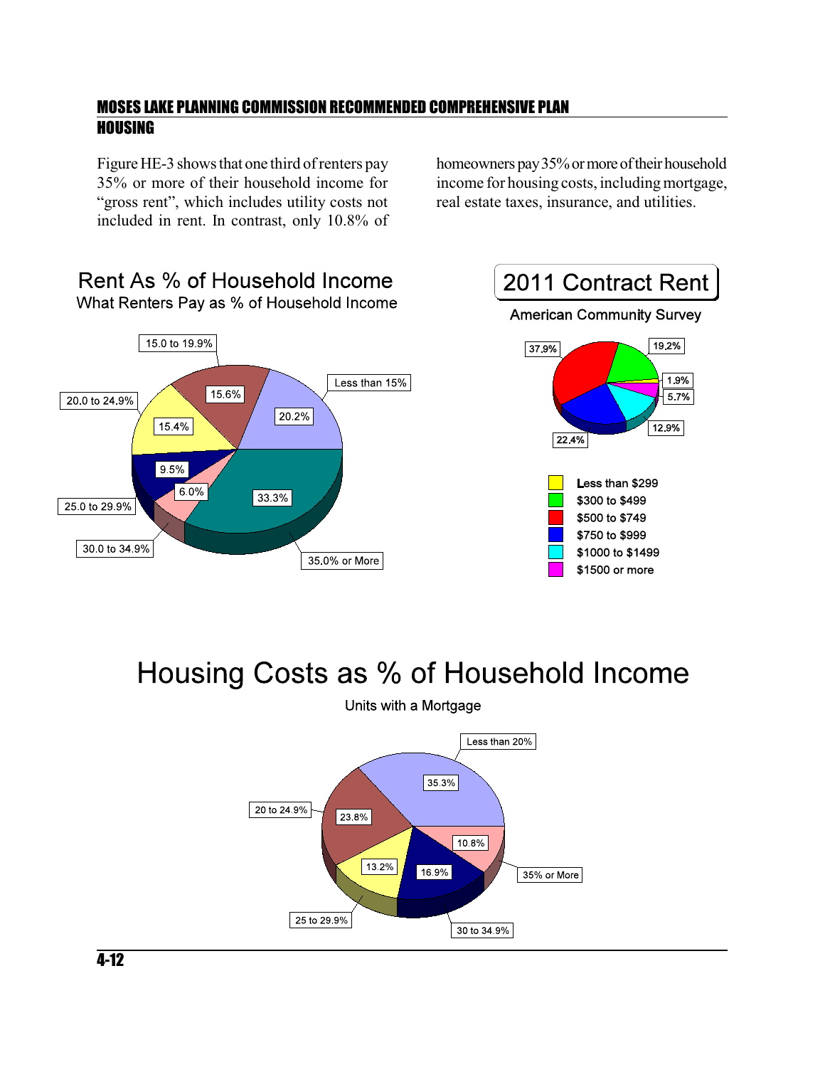Figure HE-3 shows that one third of renters pay 35% or more of their household income for "gross rent", which includes utility costs not included in rent. In contrast, only 10.8% of homeowners pay 35% or more of their household income for housing costs, including mortgage, real estate taxes, insurance, and utilities.

## Rent As % of Household Income

What Renters Pay as % of Household Income

| Category | Percent |
|---|---|
| Less than 15% | 20.2% |
| 15.0 to 19.9% | 15.6% |
| 20.0 to 24.9% | 15.4% |
| 25.0 to 29.9% | 9.5% |
| 30.0 to 34.9% | 6.0% |
| 35.0% or More | 33.3% |

## 2011 Contract Rent

American Community Survey

| Category | Percent |
|---|---|
| Less than $299 | 1.9% |
| $300 to $499 | 19.2% |
| $500 to $749 | 37.9% |
| $750 to $999 | 22.4% |
| $1000 to $1499 | 12.9% |
| $1500 or more | 5.7% |

## Housing Costs as % of Household Income

Units with a Mortgage

| Category | Percent |
|---|---|
| Less than 20% | 35.3% |
| 20 to 24.9% | 23.8% |
| 25 to 29.9% | 13.2% |
| 30 to 34.9% | 16.9% |
| 35% or More | 10.8% |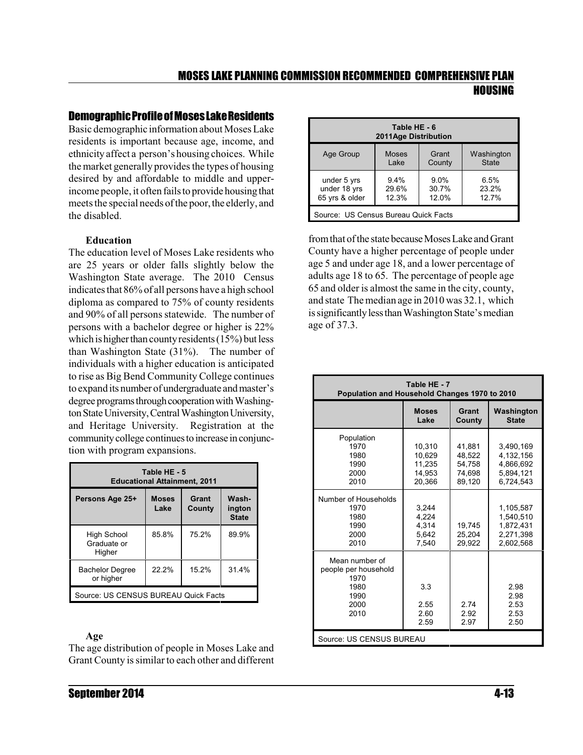## Demographic Profile of Moses Lake Residents

Basic demographic information about Moses Lake residents is important because age, income, and ethnicity affect a person's housing choices. While the market generally provides the types of housing desired by and affordable to middle and upper-income people, it often fails to provide housing that meets the special needs of the poor, the elderly, and the disabled.

### Education

The education level of Moses Lake residents who are 25 years or older falls slightly below the Washington State average. The 2010 Census indicates that 86% of all persons have a high school diploma as compared to 75% of county residents and 90% of all persons statewide. The number of persons with a bachelor degree or higher is 22% which is higher than county residents (15%) but less than Washington State (31%). The number of individuals with a higher education is anticipated to rise as Big Bend Community College continues to expand its number of undergraduate and master's degree programs through cooperation with Washington State University, Central Washington University, and Heritage University. Registration at the community college continues to increase in conjunction with program expansions.

| Table HE - 5<br>Educational Attainment, 2011 | | | |
|---|---|---|---|
| **Persons Age 25+** | **Moses Lake** | **Grant County** | **Washington State** |
| High School Graduate or Higher | 85.8% | 75.2% | 89.9% |
| Bachelor Degree or higher | 22.2% | 15.2% | 31.4% |
| Source: US CENSUS BUREAU Quick Facts | | | |

### Age

The age distribution of people in Moses Lake and Grant County is similar to each other and different from that of the state because Moses Lake and Grant County have a higher percentage of people under age 5 and under age 18, and a lower percentage of adults age 18 to 65. The percentage of people age 65 and older is almost the same in the city, county, and state The median age in 2010 was 32.1, which is significantly less than Washington State's median age of 37.3.

| Table HE - 6<br>2011Age Distribution | | | |
|---|---|---|---|
| Age Group | Moses Lake | Grant County | Washington State |
| under 5 yrs | 9.4% | 9.0% | 6.5% |
| under 18 yrs | 29.6% | 30.7% | 23.2% |
| 65 yrs & older | 12.3% | 12.0% | 12.7% |
| Source: US Census Bureau Quick Facts | | | |

| Table HE - 7<br>Population and Household Changes 1970 to 2010 | | | |
|---|---|---|---|
| | **Moses Lake** | **Grant County** | **Washington State** |
| Population | | | |
| 1970 | 10,310 | 41,881 | 3,490,169 |
| 1980 | 10,629 | 48,522 | 4,132,156 |
| 1990 | 11,235 | 54,758 | 4,866,692 |
| 2000 | 14,953 | 74,698 | 5,894,121 |
| 2010 | 20,366 | 89,120 | 6,724,543 |
| Number of Households | | | |
| 1970 | 3,244 | | 1,105,587 |
| 1980 | 4,224 | | 1,540,510 |
| 1990 | 4,314 | 19,745 | 1,872,431 |
| 2000 | 5,642 | 25,204 | 2,271,398 |
| 2010 | 7,540 | 29,922 | 2,602,568 |
| Mean number of people per household | | | |
| 1970 | | | |
| 1980 | 3.3 | | 2.98 |
| 1990 | | | 2.98 |
| 2000 | 2.55 | 2.74 | 2.53 |
| 2010 | 2.60 | 2.92 | 2.53 |
| | 2.59 | 2.97 | 2.50 |
| Source: US CENSUS BUREAU | | | |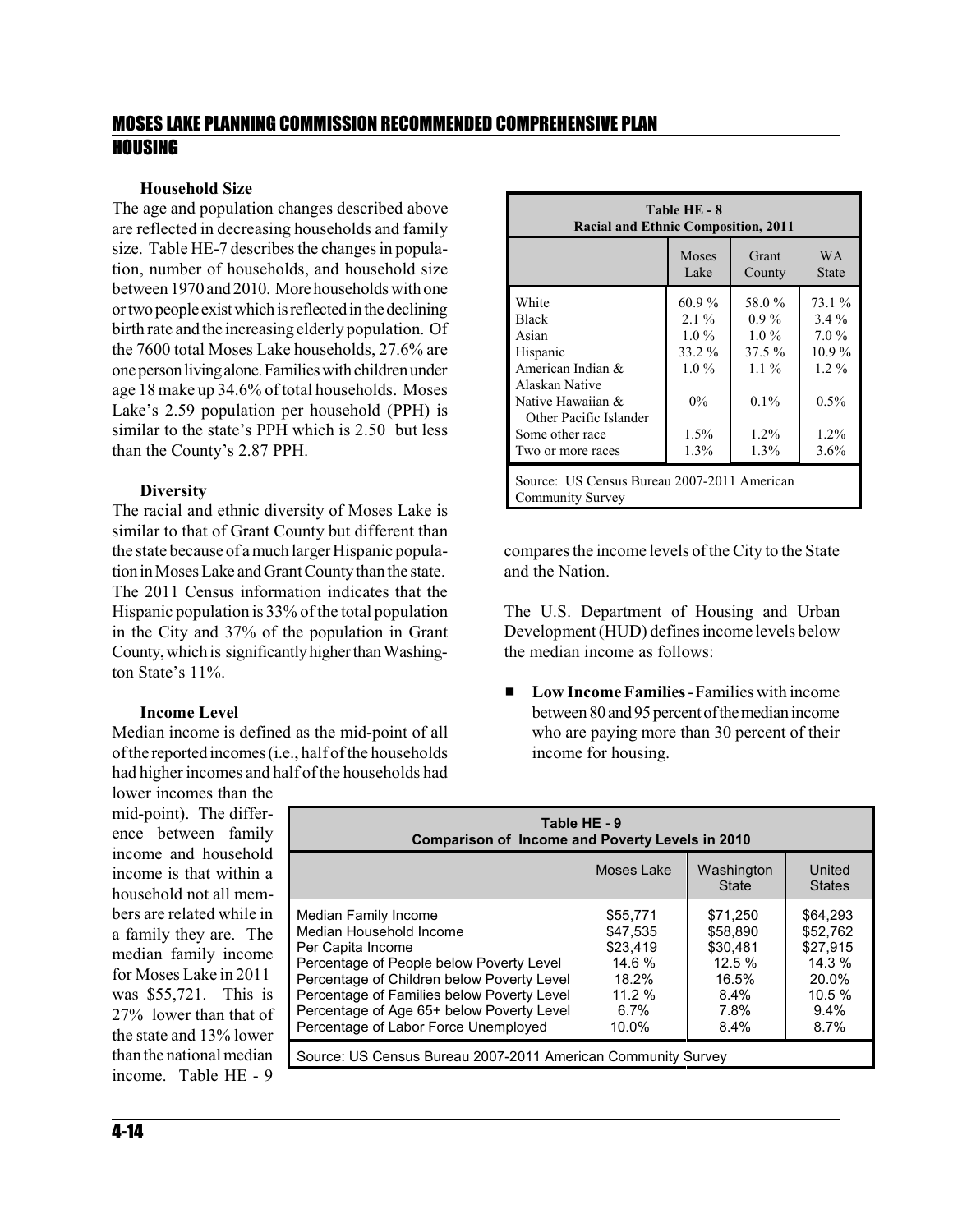### Household Size

The age and population changes described above are reflected in decreasing households and family size. Table HE-7 describes the changes in population, number of households, and household size between 1970 and 2010. More households with one or two people exist which is reflected in the declining birth rate and the increasing elderly population. Of the 7600 total Moses Lake households, 27.6% are one person living alone. Families with children under age 18 make up 34.6% of total households. Moses Lake's 2.59 population per household (PPH) is similar to the state's PPH which is 2.50 but less than the County's 2.87 PPH.

### Diversity

The racial and ethnic diversity of Moses Lake is similar to that of Grant County but different than the state because of a much larger Hispanic population in Moses Lake and Grant County than the state. The 2011 Census information indicates that the Hispanic population is 33% of the total population in the City and 37% of the population in Grant County, which is significantly higher than Washington State's 11%.

| Table HE - 8 Racial and Ethnic Composition, 2011 | | | |
|---|---|---|---|
| | Moses Lake | Grant County | WA State |
| White | 60.9 % | 58.0 % | 73.1 % |
| Black | 2.1 % | 0.9 % | 3.4 % |
| Asian | 1.0 % | 1.0 % | 7.0 % |
| Hispanic | 33.2 % | 37.5 % | 10.9 % |
| American Indian & Alaskan Native | 1.0 % | 1.1 % | 1.2 % |
| Native Hawaiian & Other Pacific Islander | 0% | 0.1% | 0.5% |
| Some other race | 1.5% | 1.2% | 1.2% |
| Two or more races | 1.3% | 1.3% | 3.6% |

Source: US Census Bureau 2007-2011 American Community Survey

### Income Level

Median income is defined as the mid-point of all of the reported incomes (i.e., half of the households had higher incomes and half of the households had lower incomes than the mid-point). The difference between family income and household income is that within a household not all members are related while in a family they are. The median family income for Moses Lake in 2011 was $55,721. This is 27% lower than that of the state and 13% lower than the national median income. Table HE - 9 compares the income levels of the City to the State and the Nation.

| Table HE - 9 Comparison of Income and Poverty Levels in 2010 | | | |
|---|---|---|---|
| | Moses Lake | Washington State | United States |
| Median Family Income | $55,771 | $71,250 | $64,293 |
| Median Household Income | $47,535 | $58,890 | $52,762 |
| Per Capita Income | $23,419 | $30,481 | $27,915 |
| Percentage of People below Poverty Level | 14.6 % | 12.5 % | 14.3 % |
| Percentage of Children below Poverty Level | 18.2% | 16.5% | 20.0% |
| Percentage of Families below Poverty Level | 11.2 % | 8.4% | 10.5 % |
| Percentage of Age 65+ below Poverty Level | 6.7% | 7.8% | 9.4% |
| Percentage of Labor Force Unemployed | 10.0% | 8.4% | 8.7% |

Source: US Census Bureau 2007-2011 American Community Survey

The U.S. Department of Housing and Urban Development (HUD) defines income levels below the median income as follows:

- **Low Income Families** - Families with income between 80 and 95 percent of the median income who are paying more than 30 percent of their income for housing.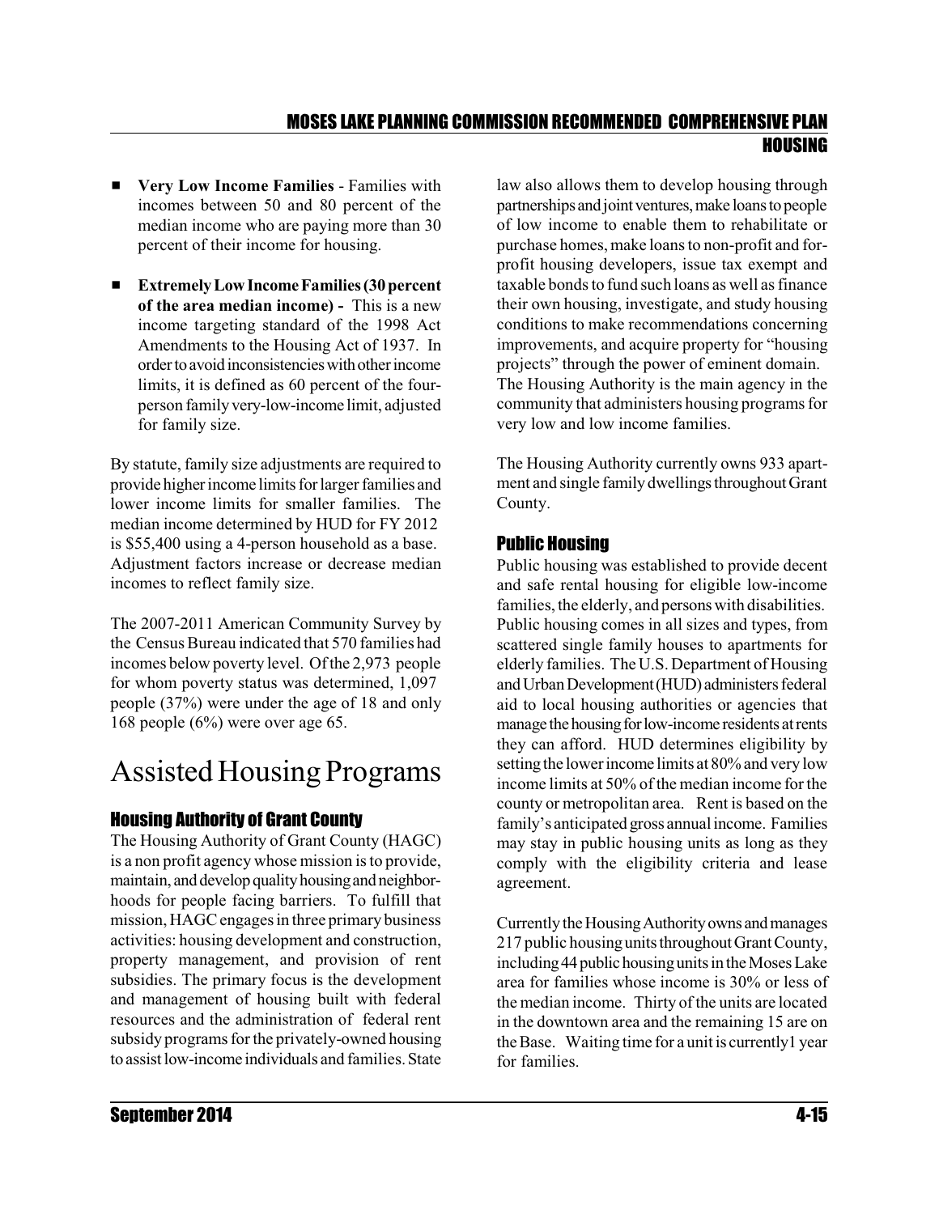- **Very Low Income Families** - Families with incomes between 50 and 80 percent of the median income who are paying more than 30 percent of their income for housing.

- **Extremely Low Income Families (30 percent of the area median income) -** This is a new income targeting standard of the 1998 Act Amendments to the Housing Act of 1937. In order to avoid inconsistencies with other income limits, it is defined as 60 percent of the four-person family very-low-income limit, adjusted for family size.

By statute, family size adjustments are required to provide higher income limits for larger families and lower income limits for smaller families. The median income determined by HUD for FY 2012 is $55,400 using a 4-person household as a base. Adjustment factors increase or decrease median incomes to reflect family size.

The 2007-2011 American Community Survey by the Census Bureau indicated that 570 families had incomes below poverty level. Of the 2,973 people for whom poverty status was determined, 1,097 people (37%) were under the age of 18 and only 168 people (6%) were over age 65.

# Assisted Housing Programs

## Housing Authority of Grant County

The Housing Authority of Grant County (HAGC) is a non profit agency whose mission is to provide, maintain, and develop quality housing and neighborhoods for people facing barriers. To fulfill that mission, HAGC engages in three primary business activities: housing development and construction, property management, and provision of rent subsidies. The primary focus is the development and management of housing built with federal resources and the administration of federal rent subsidy programs for the privately-owned housing to assist low-income individuals and families. State law also allows them to develop housing through partnerships and joint ventures, make loans to people of low income to enable them to rehabilitate or purchase homes, make loans to non-profit and for-profit housing developers, issue tax exempt and taxable bonds to fund such loans as well as finance their own housing, investigate, and study housing conditions to make recommendations concerning improvements, and acquire property for "housing projects" through the power of eminent domain. The Housing Authority is the main agency in the community that administers housing programs for very low and low income families.

The Housing Authority currently owns 933 apartment and single family dwellings throughout Grant County.

## Public Housing

Public housing was established to provide decent and safe rental housing for eligible low-income families, the elderly, and persons with disabilities. Public housing comes in all sizes and types, from scattered single family houses to apartments for elderly families. The U.S. Department of Housing and Urban Development (HUD) administers federal aid to local housing authorities or agencies that manage the housing for low-income residents at rents they can afford. HUD determines eligibility by setting the lower income limits at 80% and very low income limits at 50% of the median income for the county or metropolitan area. Rent is based on the family's anticipated gross annual income. Families may stay in public housing units as long as they comply with the eligibility criteria and lease agreement.

Currently the Housing Authority owns and manages 217 public housing units throughout Grant County, including 44 public housing units in the Moses Lake area for families whose income is 30% or less of the median income. Thirty of the units are located in the downtown area and the remaining 15 are on the Base. Waiting time for a unit is currently1 year for families.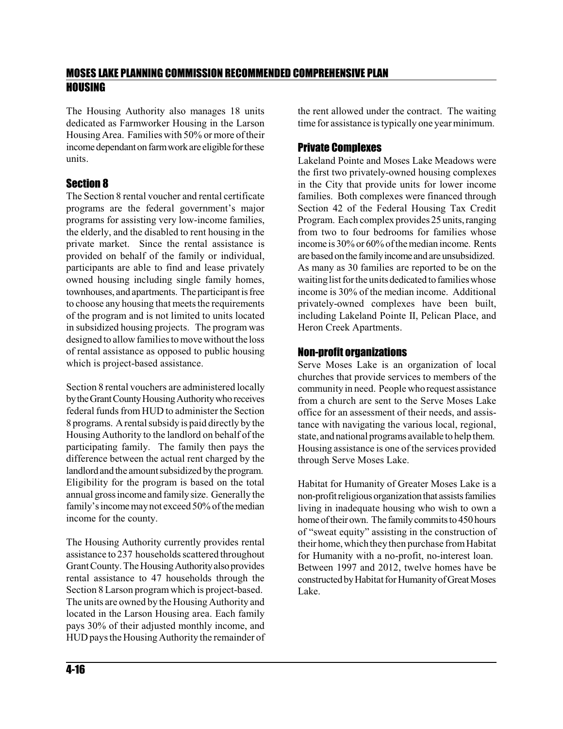The Housing Authority also manages 18 units dedicated as Farmworker Housing in the Larson Housing Area. Families with 50% or more of their income dependant on farm work are eligible for these units.

## Section 8

The Section 8 rental voucher and rental certificate programs are the federal government's major programs for assisting very low-income families, the elderly, and the disabled to rent housing in the private market. Since the rental assistance is provided on behalf of the family or individual, participants are able to find and lease privately owned housing including single family homes, townhouses, and apartments. The participant is free to choose any housing that meets the requirements of the program and is not limited to units located in subsidized housing projects. The program was designed to allow families to move without the loss of rental assistance as opposed to public housing which is project-based assistance.

Section 8 rental vouchers are administered locally by the Grant County Housing Authority who receives federal funds from HUD to administer the Section 8 programs. A rental subsidy is paid directly by the Housing Authority to the landlord on behalf of the participating family. The family then pays the difference between the actual rent charged by the landlord and the amount subsidized by the program. Eligibility for the program is based on the total annual gross income and family size. Generally the family's income may not exceed 50% of the median income for the county.

The Housing Authority currently provides rental assistance to 237 households scattered throughout Grant County. The Housing Authority also provides rental assistance to 47 households through the Section 8 Larson program which is project-based. The units are owned by the Housing Authority and located in the Larson Housing area. Each family pays 30% of their adjusted monthly income, and HUD pays the Housing Authority the remainder of the rent allowed under the contract. The waiting time for assistance is typically one year minimum.

## Private Complexes

Lakeland Pointe and Moses Lake Meadows were the first two privately-owned housing complexes in the City that provide units for lower income families. Both complexes were financed through Section 42 of the Federal Housing Tax Credit Program. Each complex provides 25 units, ranging from two to four bedrooms for families whose income is 30% or 60% of the median income. Rents are based on the family income and are unsubsidized. As many as 30 families are reported to be on the waiting list for the units dedicated to families whose income is 30% of the median income. Additional privately-owned complexes have been built, including Lakeland Pointe II, Pelican Place, and Heron Creek Apartments.

## Non-profit organizations

Serve Moses Lake is an organization of local churches that provide services to members of the community in need. People who request assistance from a church are sent to the Serve Moses Lake office for an assessment of their needs, and assistance with navigating the various local, regional, state, and national programs available to help them. Housing assistance is one of the services provided through Serve Moses Lake.

Habitat for Humanity of Greater Moses Lake is a non-profit religious organization that assists families living in inadequate housing who wish to own a home of their own. The family commits to 450 hours of "sweat equity" assisting in the construction of their home, which they then purchase from Habitat for Humanity with a no-profit, no-interest loan. Between 1997 and 2012, twelve homes have be constructed by Habitat for Humanity of Great Moses Lake.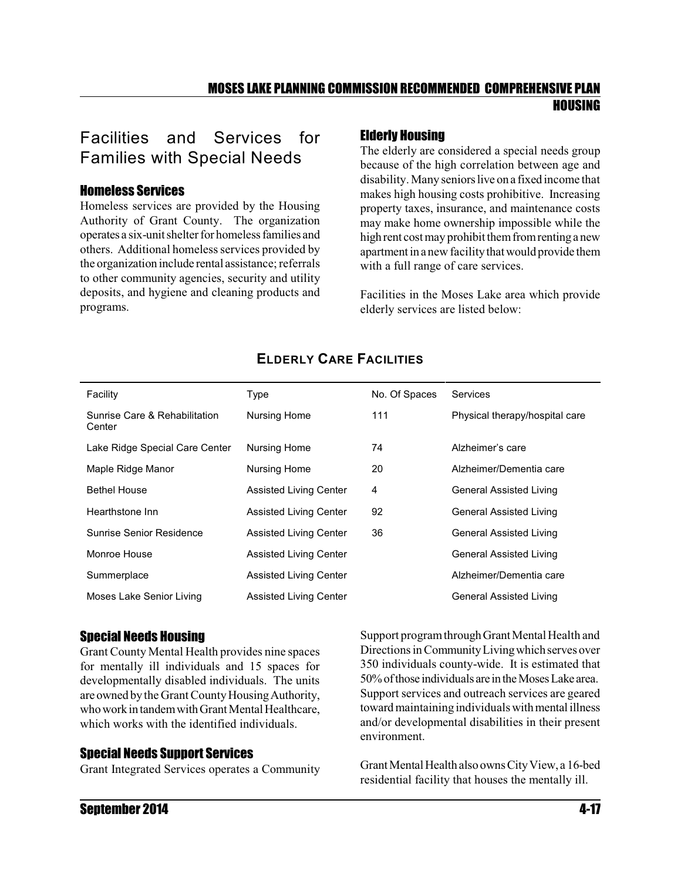## Facilities and Services for Families with Special Needs

### Homeless Services

Homeless services are provided by the Housing Authority of Grant County. The organization operates a six-unit shelter for homeless families and others. Additional homeless services provided by the organization include rental assistance; referrals to other community agencies, security and utility deposits, and hygiene and cleaning products and programs.

### Elderly Housing

The elderly are considered a special needs group because of the high correlation between age and disability. Many seniors live on a fixed income that makes high housing costs prohibitive. Increasing property taxes, insurance, and maintenance costs may make home ownership impossible while the high rent cost may prohibit them from renting a new apartment in a new facility that would provide them with a full range of care services.

Facilities in the Moses Lake area which provide elderly services are listed below:

**ELDERLY CARE FACILITIES**

| Facility | Type | No. Of Spaces | Services |
|---|---|---|---|
| Sunrise Care & Rehabilitation Center | Nursing Home | 111 | Physical therapy/hospital care |
| Lake Ridge Special Care Center | Nursing Home | 74 | Alzheimer's care |
| Maple Ridge Manor | Nursing Home | 20 | Alzheimer/Dementia care |
| Bethel House | Assisted Living Center | 4 | General Assisted Living |
| Hearthstone Inn | Assisted Living Center | 92 | General Assisted Living |
| Sunrise Senior Residence | Assisted Living Center | 36 | General Assisted Living |
| Monroe House | Assisted Living Center | | General Assisted Living |
| Summerplace | Assisted Living Center | | Alzheimer/Dementia care |
| Moses Lake Senior Living | Assisted Living Center | | General Assisted Living |

### Special Needs Housing

Grant County Mental Health provides nine spaces for mentally ill individuals and 15 spaces for developmentally disabled individuals. The units are owned by the Grant County Housing Authority, who work in tandem with Grant Mental Healthcare, which works with the identified individuals.

### Special Needs Support Services

Grant Integrated Services operates a Community Support program through Grant Mental Health and Directions in Community Living which serves over 350 individuals county-wide. It is estimated that 50% of those individuals are in the Moses Lake area. Support services and outreach services are geared toward maintaining individuals with mental illness and/or developmental disabilities in their present environment.

Grant Mental Health also owns City View, a 16-bed residential facility that houses the mentally ill.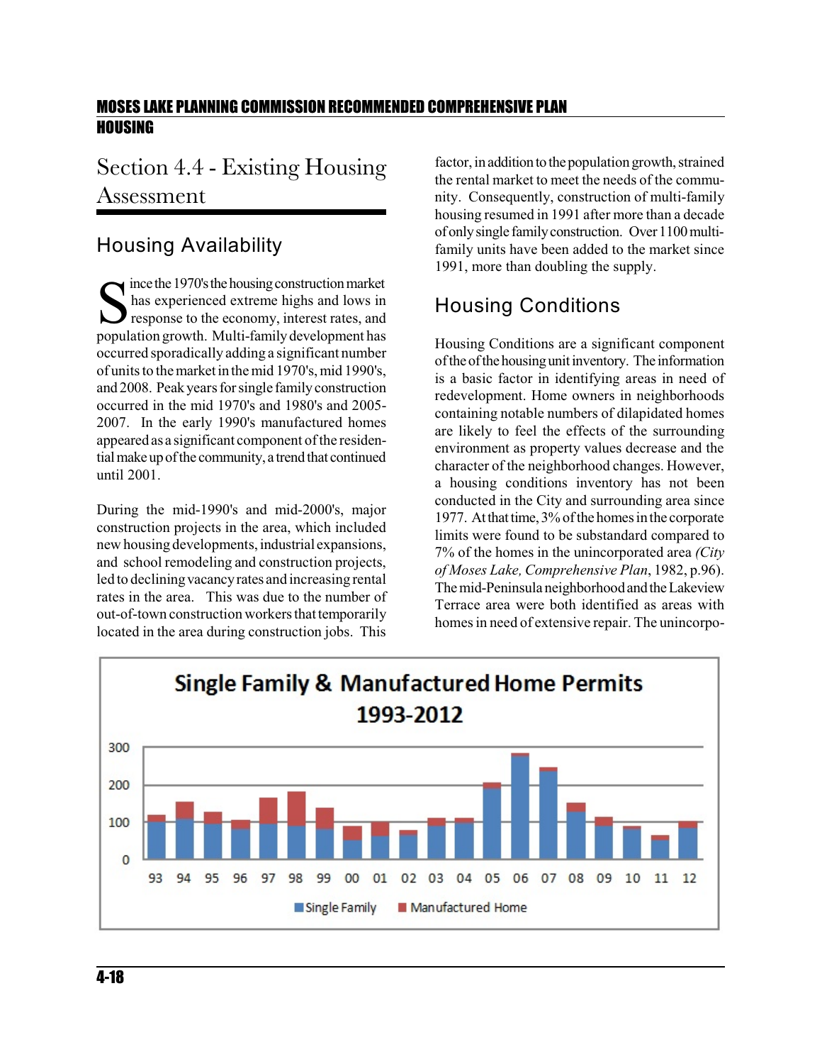# Section 4.4 - Existing Housing Assessment

## Housing Availability

Since the 1970's the housing construction market has experienced extreme highs and lows in response to the economy, interest rates, and population growth. Multi-family development has occurred sporadically adding a significant number of units to the market in the mid 1970's, mid 1990's, and 2008. Peak years for single family construction occurred in the mid 1970's and 1980's and 2005-2007. In the early 1990's manufactured homes appeared as a significant component of the residential make up of the community, a trend that continued until 2001.

During the mid-1990's and mid-2000's, major construction projects in the area, which included new housing developments, industrial expansions, and school remodeling and construction projects, led to declining vacancy rates and increasing rental rates in the area. This was due to the number of out-of-town construction workers that temporarily located in the area during construction jobs. This factor, in addition to the population growth, strained the rental market to meet the needs of the community. Consequently, construction of multi-family housing resumed in 1991 after more than a decade of only single family construction. Over 1100 multi-family units have been added to the market since 1991, more than doubling the supply.

## Housing Conditions

Housing Conditions are a significant component of the of the housing unit inventory. The information is a basic factor in identifying areas in need of redevelopment. Home owners in neighborhoods containing notable numbers of dilapidated homes are likely to feel the effects of the surrounding environment as property values decrease and the character of the neighborhood changes. However, a housing conditions inventory has not been conducted in the City and surrounding area since 1977. At that time, 3% of the homes in the corporate limits were found to be substandard compared to 7% of the homes in the unincorporated area *(City of Moses Lake, Comprehensive Plan*, 1982, p.96). The mid-Peninsula neighborhood and the Lakeview Terrace area were both identified as areas with homes in need of extensive repair. The unincorpo-

**Single Family & Manufactured Home Permits 1993-2012**

(Chart: stacked bars by year 93–12; legend: Single Family, Manufactured Home; y-axis 0–300)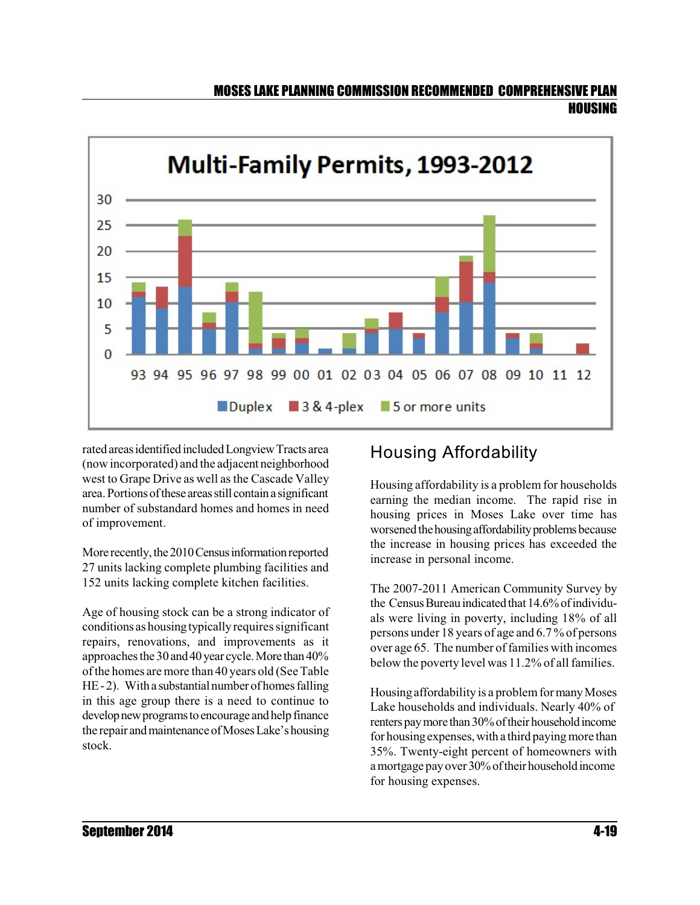Multi-Family Permits, 1993-2012

rated areas identified included Longview Tracts area (now incorporated) and the adjacent neighborhood west to Grape Drive as well as the Cascade Valley area. Portions of these areas still contain a significant number of substandard homes and homes in need of improvement.

More recently, the 2010 Census information reported 27 units lacking complete plumbing facilities and 152 units lacking complete kitchen facilities.

Age of housing stock can be a strong indicator of conditions as housing typically requires significant repairs, renovations, and improvements as it approaches the 30 and 40 year cycle. More than 40% of the homes are more than 40 years old (See Table HE - 2). With a substantial number of homes falling in this age group there is a need to continue to develop new programs to encourage and help finance the repair and maintenance of Moses Lake's housing stock.

## Housing Affordability

Housing affordability is a problem for households earning the median income. The rapid rise in housing prices in Moses Lake over time has worsened the housing affordability problems because the increase in housing prices has exceeded the increase in personal income.

The 2007-2011 American Community Survey by the Census Bureau indicated that 14.6% of individuals were living in poverty, including 18% of all persons under 18 years of age and 6.7% of persons over age 65. The number of families with incomes below the poverty level was 11.2% of all families.

Housing affordability is a problem for many Moses Lake households and individuals. Nearly 40% of renters pay more than 30% of their household income for housing expenses, with a third paying more than 35%. Twenty-eight percent of homeowners with a mortgage pay over 30% of their household income for housing expenses.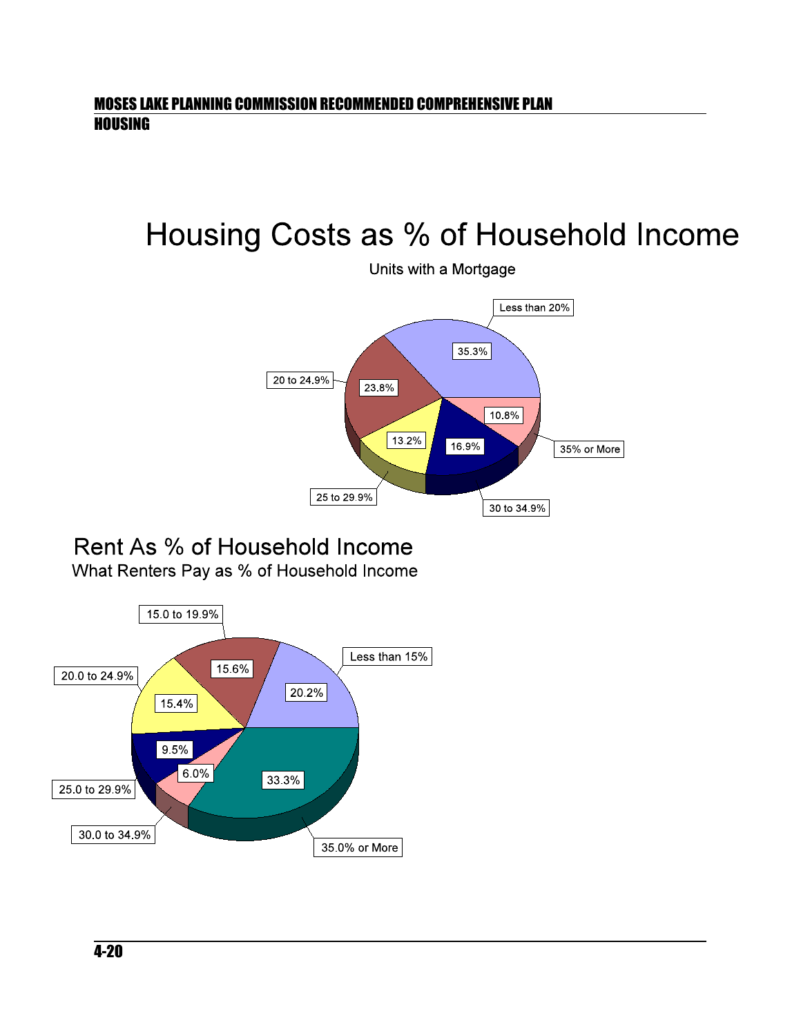# Housing Costs as % of Household Income

Units with a Mortgage

| Category | Percent |
|---|---|
| Less than 20% | 35.3% |
| 20 to 24.9% | 23.8% |
| 25 to 29.9% | 13.2% |
| 30 to 34.9% | 16.9% |
| 35% or More | 10.8% |

## Rent As % of Household Income

What Renters Pay as % of Household Income

| Category | Percent |
|---|---|
| Less than 15% | 20.2% |
| 15.0 to 19.9% | 15.6% |
| 20.0 to 24.9% | 15.4% |
| 25.0 to 29.9% | 9.5% |
| 30.0 to 34.9% | 6.0% |
| 35.0% or More | 33.3% |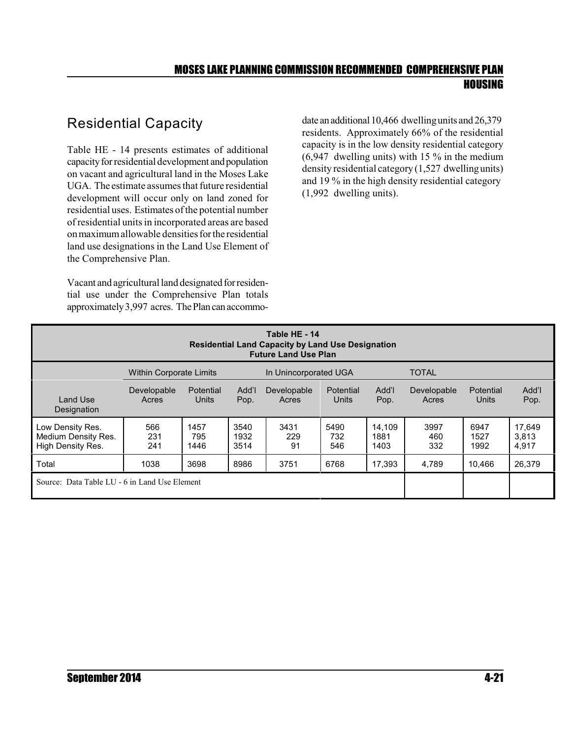## Residential Capacity

Table HE - 14 presents estimates of additional capacity for residential development and population on vacant and agricultural land in the Moses Lake UGA. The estimate assumes that future residential development will occur only on land zoned for residential uses. Estimates of the potential number of residential units in incorporated areas are based on maximum allowable densities for the residential land use designations in the Land Use Element of the Comprehensive Plan.

Vacant and agricultural land designated for residential use under the Comprehensive Plan totals approximately 3,997 acres. The Plan can accommodate an additional 10,466 dwelling units and 26,379 residents. Approximately 66% of the residential capacity is in the low density residential category (6,947 dwelling units) with 15 % in the medium density residential category (1,527 dwelling units) and 19 % in the high density residential category (1,992 dwelling units).

**Table HE - 14**
**Residential Land Capacity by Land Use Designation**
**Future Land Use Plan**

| | Within Corporate Limits | | | In Unincorporated UGA | | | TOTAL | | |
|---|---|---|---|---|---|---|---|---|---|
| Land Use Designation | Developable Acres | Potential Units | Add'l Pop. | Developable Acres | Potential Units | Add'l Pop. | Developable Acres | Potential Units | Add'l Pop. |
| Low Density Res. | 566 | 1457 | 3540 | 3431 | 5490 | 14,109 | 3997 | 6947 | 17,649 |
| Medium Density Res. | 231 | 795 | 1932 | 229 | 732 | 1881 | 460 | 1527 | 3,813 |
| High Density Res. | 241 | 1446 | 3514 | 91 | 546 | 1403 | 332 | 1992 | 4,917 |
| Total | 1038 | 3698 | 8986 | 3751 | 6768 | 17,393 | 4,789 | 10,466 | 26,379 |

Source: Data Table LU - 6 in Land Use Element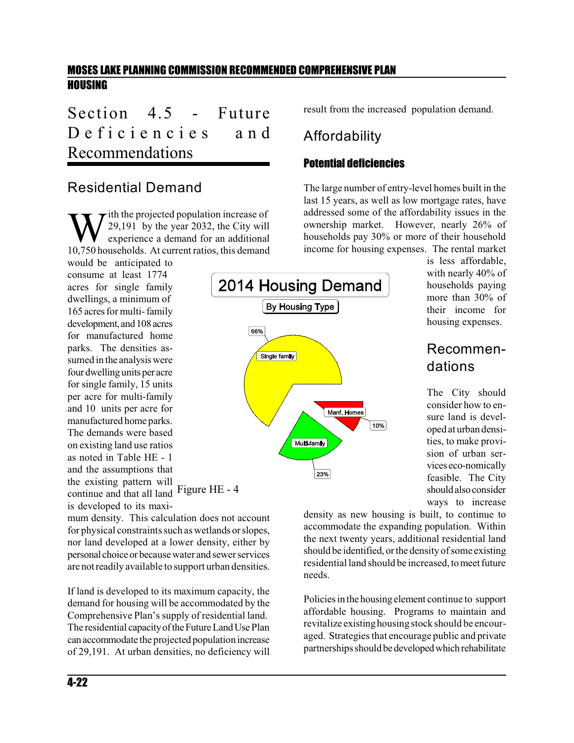# Section 4.5 - Future Deficiencies and Recommendations

## Residential Demand

With the projected population increase of 29,191 by the year 2032, the City will experience a demand for an additional 10,750 households. At current ratios, this demand would be anticipated to consume at least 1774 acres for single family dwellings, a minimum of 165 acres for multi- family development, and 108 acres for manufactured home parks. The densities assumed in the analysis were four dwelling units per acre for single family, 15 units per acre for multi-family and 10 units per acre for manufactured home parks. The demands were based on existing land use ratios as noted in Table HE - 1 and the assumptions that the existing pattern will continue and that all land is developed to its maximum density. This calculation does not account for physical constraints such as wetlands or slopes, nor land developed at a lower density, either by personal choice or because water and sewer services are not readily available to support urban densities.

If land is developed to its maximum capacity, the demand for housing will be accommodated by the Comprehensive Plan's supply of residential land. The residential capacity of the Future Land Use Plan can accommodate the projected population increase of 29,191. At urban densities, no deficiency will result from the increased population demand.

**2014 Housing Demand**

By Housing Type

- Single family: 66%
- Multi-family: 23%
- Manf. Homes: 10%

Figure HE - 4

## Affordability

### Potential deficiencies

The large number of entry-level homes built in the last 15 years, as well as low mortgage rates, have addressed some of the affordability issues in the ownership market. However, nearly 26% of households pay 30% or more of their household income for housing expenses. The rental market is less affordable, with nearly 40% of households paying more than 30% of their income for housing expenses.

## Recommendations

The City should consider how to ensure land is developed at urban densities, to make provision of urban services eco-nomically feasible. The City should also consider ways to increase density as new housing is built, to continue to accommodate the expanding population. Within the next twenty years, additional residential land should be identified, or the density of some existing residential land should be increased, to meet future needs.

Policies in the housing element continue to support affordable housing. Programs to maintain and revitalize existing housing stock should be encouraged. Strategies that encourage public and private partnerships should be developed which rehabilitate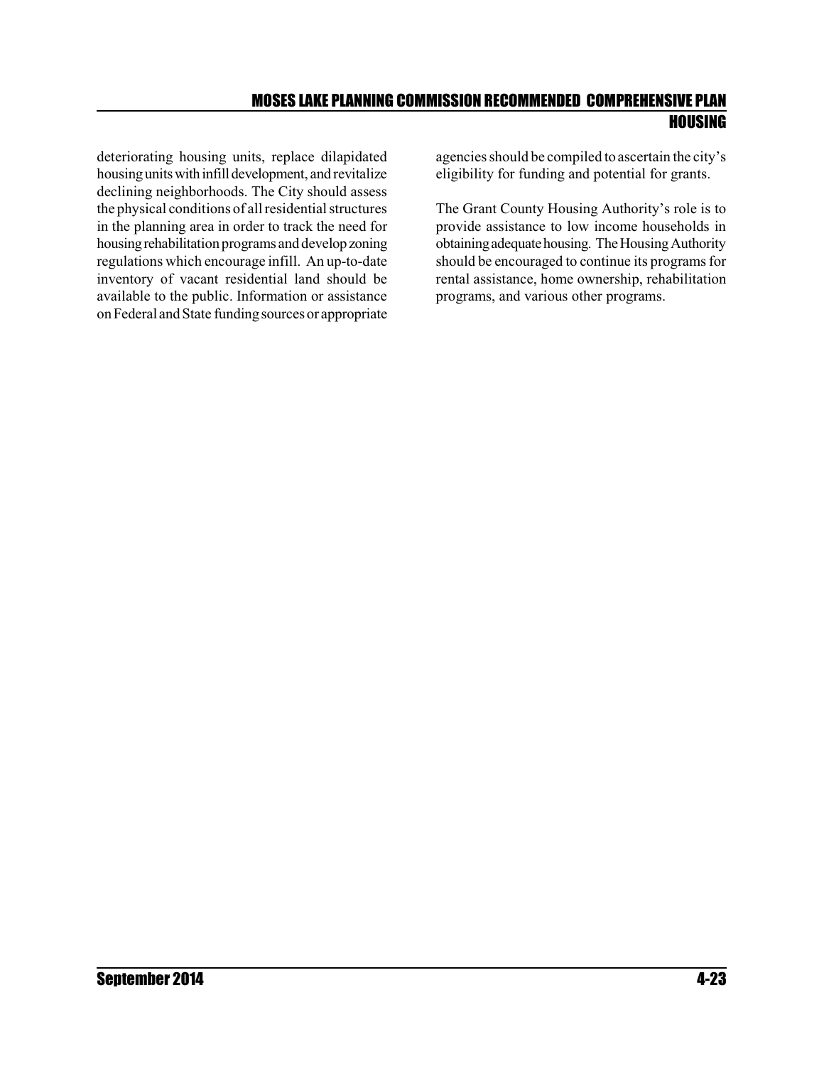deteriorating housing units, replace dilapidated housing units with infill development, and revitalize declining neighborhoods. The City should assess the physical conditions of all residential structures in the planning area in order to track the need for housing rehabilitation programs and develop zoning regulations which encourage infill. An up-to-date inventory of vacant residential land should be available to the public. Information or assistance on Federal and State funding sources or appropriate agencies should be compiled to ascertain the city's eligibility for funding and potential for grants.

The Grant County Housing Authority's role is to provide assistance to low income households in obtaining adequate housing. The Housing Authority should be encouraged to continue its programs for rental assistance, home ownership, rehabilitation programs, and various other programs.